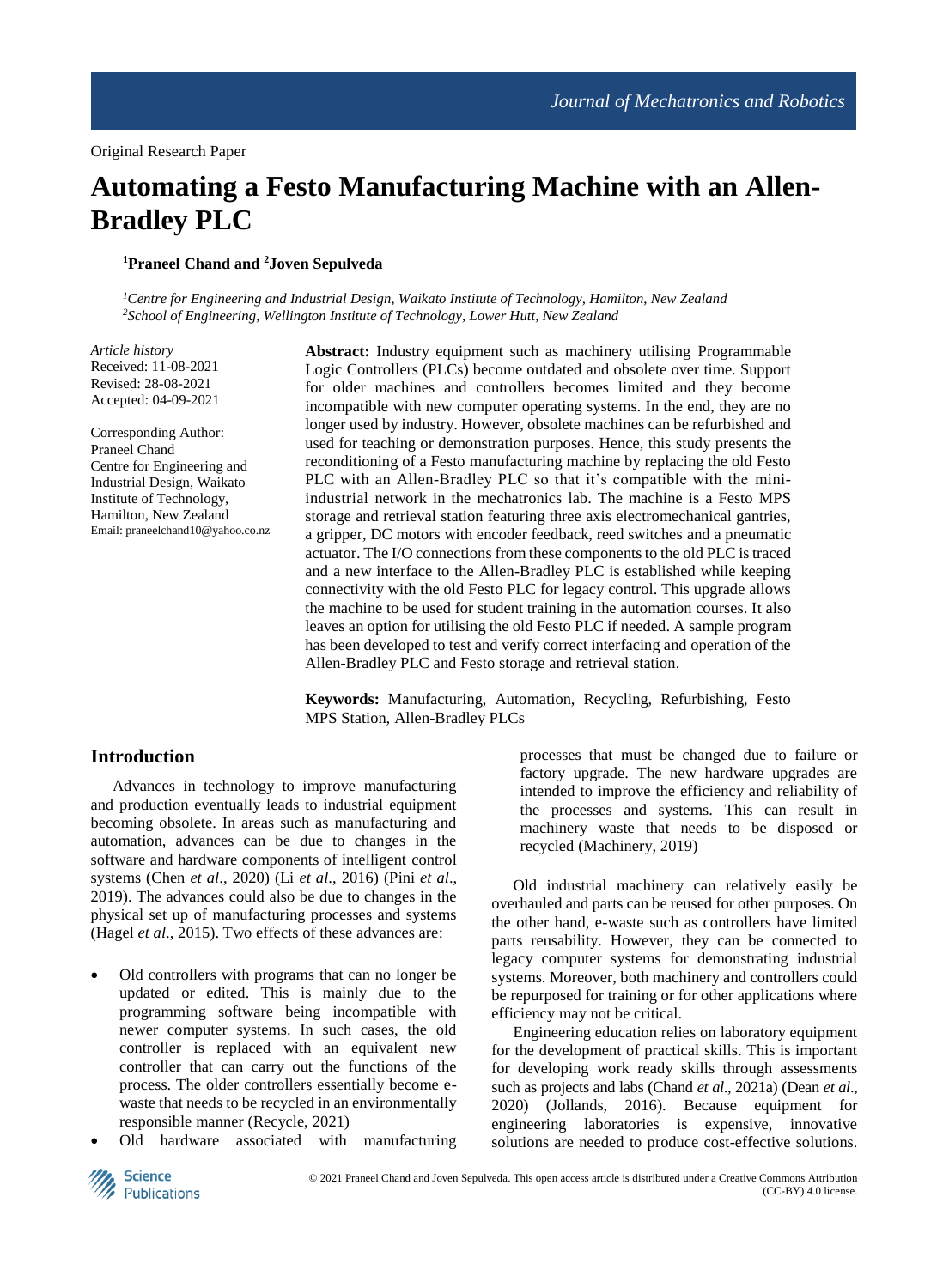Original Research Paper

# Automating a Festo Manufacturing Machine with an Allen-Bradley PLC

**[1]Praneel Chand and [2]Joven Sepulveda**

*[1]Centre for Engineering and Industrial Design, Waikato Institute of Technology, Hamilton, New Zealand*
*[2]School of Engineering, Wellington Institute of Technology, Lower Hutt, New Zealand*

*Article history*
Received: 11-08-2021
Revised: 28-08-2021
Accepted: 04-09-2021

Corresponding Author:
Praneel Chand
Centre for Engineering and Industrial Design, Waikato Institute of Technology, Hamilton, New Zealand
Email: praneelchand10@yahoo.co.nz

**Abstract:** Industry equipment such as machinery utilising Programmable Logic Controllers (PLCs) become outdated and obsolete over time. Support for older machines and controllers becomes limited and they become incompatible with new computer operating systems. In the end, they are no longer used by industry. However, obsolete machines can be refurbished and used for teaching or demonstration purposes. Hence, this study presents the reconditioning of a Festo manufacturing machine by replacing the old Festo PLC with an Allen-Bradley PLC so that it's compatible with the mini-industrial network in the mechatronics lab. The machine is a Festo MPS storage and retrieval station featuring three axis electromechanical gantries, a gripper, DC motors with encoder feedback, reed switches and a pneumatic actuator. The I/O connections from these components to the old PLC is traced and a new interface to the Allen-Bradley PLC is established while keeping connectivity with the old Festo PLC for legacy control. This upgrade allows the machine to be used for student training in the automation courses. It also leaves an option for utilising the old Festo PLC if needed. A sample program has been developed to test and verify correct interfacing and operation of the Allen-Bradley PLC and Festo storage and retrieval station.

**Keywords:** Manufacturing, Automation, Recycling, Refurbishing, Festo MPS Station, Allen-Bradley PLCs

## Introduction

Advances in technology to improve manufacturing and production eventually leads to industrial equipment becoming obsolete. In areas such as manufacturing and automation, advances can be due to changes in the software and hardware components of intelligent control systems (Chen *et al*., 2020) (Li *et al*., 2016) (Pini *et al*., 2019). The advances could also be due to changes in the physical set up of manufacturing processes and systems (Hagel *et al*., 2015). Two effects of these advances are:

- Old controllers with programs that can no longer be updated or edited. This is mainly due to the programming software being incompatible with newer computer systems. In such cases, the old controller is replaced with an equivalent new controller that can carry out the functions of the process. The older controllers essentially become e-waste that needs to be recycled in an environmentally responsible manner (Recycle, 2021)
- Old hardware associated with manufacturing processes that must be changed due to failure or factory upgrade. The new hardware upgrades are intended to improve the efficiency and reliability of the processes and systems. This can result in machinery waste that needs to be disposed or recycled (Machinery, 2019)

Old industrial machinery can relatively easily be overhauled and parts can be reused for other purposes. On the other hand, e-waste such as controllers have limited parts reusability. However, they can be connected to legacy computer systems for demonstrating industrial systems. Moreover, both machinery and controllers could be repurposed for training or for other applications where efficiency may not be critical.

Engineering education relies on laboratory equipment for the development of practical skills. This is important for developing work ready skills through assessments such as projects and labs (Chand *et al*., 2021a) (Dean *et al*., 2020) (Jollands, 2016). Because equipment for engineering laboratories is expensive, innovative solutions are needed to produce cost-effective solutions.

© 2021 Praneel Chand and Joven Sepulveda. This open access article is distributed under a Creative Commons Attribution (CC-BY) 4.0 license.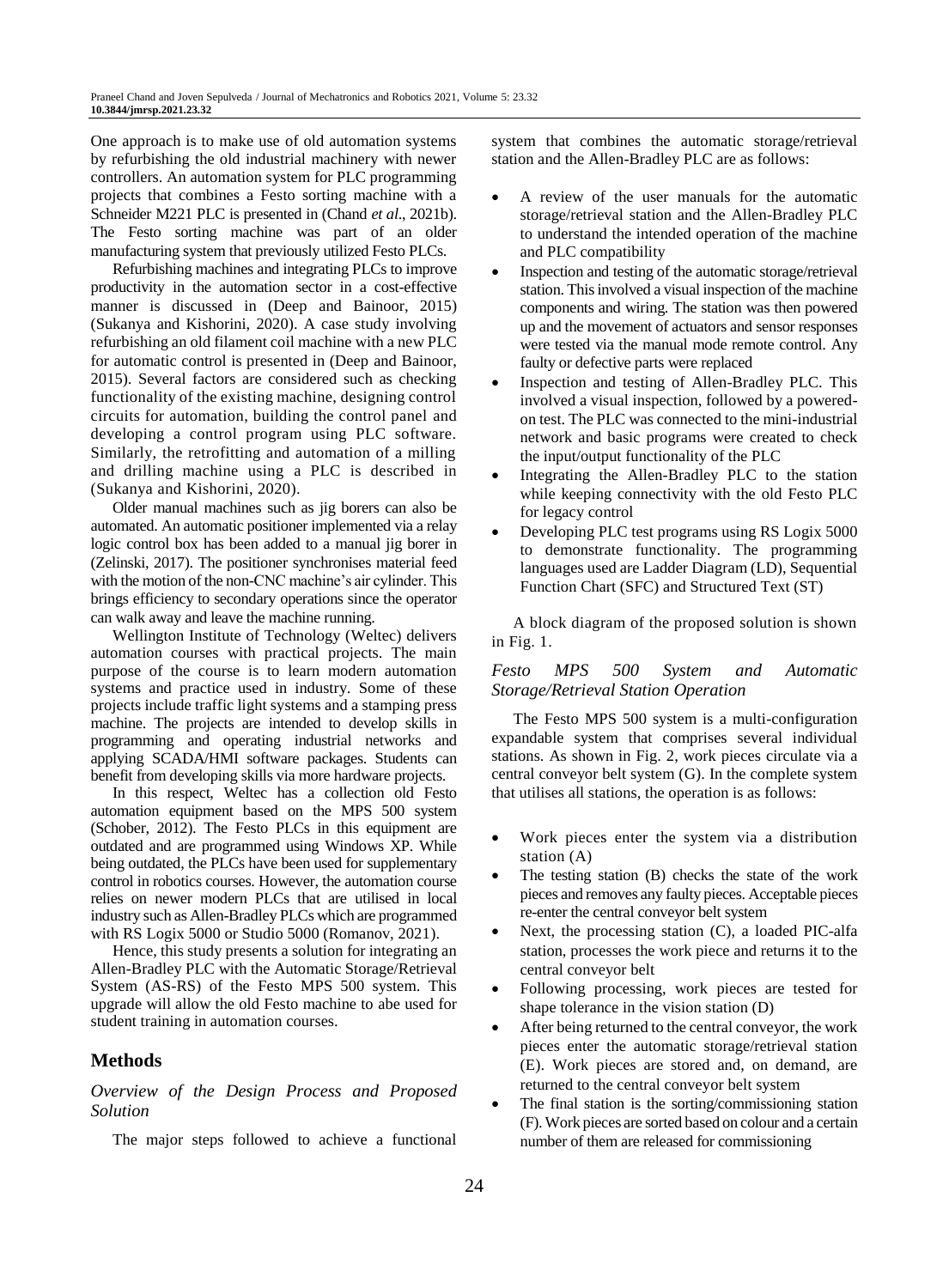One approach is to make use of old automation systems by refurbishing the old industrial machinery with newer controllers. An automation system for PLC programming projects that combines a Festo sorting machine with a Schneider M221 PLC is presented in (Chand *et al*., 2021b). The Festo sorting machine was part of an older manufacturing system that previously utilized Festo PLCs.

Refurbishing machines and integrating PLCs to improve productivity in the automation sector in a cost-effective manner is discussed in (Deep and Bainoor, 2015) (Sukanya and Kishorini, 2020). A case study involving refurbishing an old filament coil machine with a new PLC for automatic control is presented in (Deep and Bainoor, 2015). Several factors are considered such as checking functionality of the existing machine, designing control circuits for automation, building the control panel and developing a control program using PLC software. Similarly, the retrofitting and automation of a milling and drilling machine using a PLC is described in (Sukanya and Kishorini, 2020).

Older manual machines such as jig borers can also be automated. An automatic positioner implemented via a relay logic control box has been added to a manual jig borer in (Zelinski, 2017). The positioner synchronises material feed with the motion of the non-CNC machine's air cylinder. This brings efficiency to secondary operations since the operator can walk away and leave the machine running.

Wellington Institute of Technology (Weltec) delivers automation courses with practical projects. The main purpose of the course is to learn modern automation systems and practice used in industry. Some of these projects include traffic light systems and a stamping press machine. The projects are intended to develop skills in programming and operating industrial networks and applying SCADA/HMI software packages. Students can benefit from developing skills via more hardware projects.

In this respect, Weltec has a collection old Festo automation equipment based on the MPS 500 system (Schober, 2012). The Festo PLCs in this equipment are outdated and are programmed using Windows XP. While being outdated, the PLCs have been used for supplementary control in robotics courses. However, the automation course relies on newer modern PLCs that are utilised in local industry such as Allen-Bradley PLCs which are programmed with RS Logix 5000 or Studio 5000 (Romanov, 2021).

Hence, this study presents a solution for integrating an Allen-Bradley PLC with the Automatic Storage/Retrieval System (AS-RS) of the Festo MPS 500 system. This upgrade will allow the old Festo machine to abe used for student training in automation courses.

## Methods

### *Overview of the Design Process and Proposed Solution*

The major steps followed to achieve a functional system that combines the automatic storage/retrieval station and the Allen-Bradley PLC are as follows:

- A review of the user manuals for the automatic storage/retrieval station and the Allen-Bradley PLC to understand the intended operation of the machine and PLC compatibility
- Inspection and testing of the automatic storage/retrieval station. This involved a visual inspection of the machine components and wiring. The station was then powered up and the movement of actuators and sensor responses were tested via the manual mode remote control. Any faulty or defective parts were replaced
- Inspection and testing of Allen-Bradley PLC. This involved a visual inspection, followed by a powered-on test. The PLC was connected to the mini-industrial network and basic programs were created to check the input/output functionality of the PLC
- Integrating the Allen-Bradley PLC to the station while keeping connectivity with the old Festo PLC for legacy control
- Developing PLC test programs using RS Logix 5000 to demonstrate functionality. The programming languages used are Ladder Diagram (LD), Sequential Function Chart (SFC) and Structured Text (ST)

A block diagram of the proposed solution is shown in Fig. 1.

### *Festo MPS 500 System and Automatic Storage/Retrieval Station Operation*

The Festo MPS 500 system is a multi-configuration expandable system that comprises several individual stations. As shown in Fig. 2, work pieces circulate via a central conveyor belt system (G). In the complete system that utilises all stations, the operation is as follows:

- Work pieces enter the system via a distribution station (A)
- The testing station (B) checks the state of the work pieces and removes any faulty pieces. Acceptable pieces re-enter the central conveyor belt system
- Next, the processing station (C), a loaded PIC-alfa station, processes the work piece and returns it to the central conveyor belt
- Following processing, work pieces are tested for shape tolerance in the vision station (D)
- After being returned to the central conveyor, the work pieces enter the automatic storage/retrieval station (E). Work pieces are stored and, on demand, are returned to the central conveyor belt system
- The final station is the sorting/commissioning station (F). Work pieces are sorted based on colour and a certain number of them are released for commissioning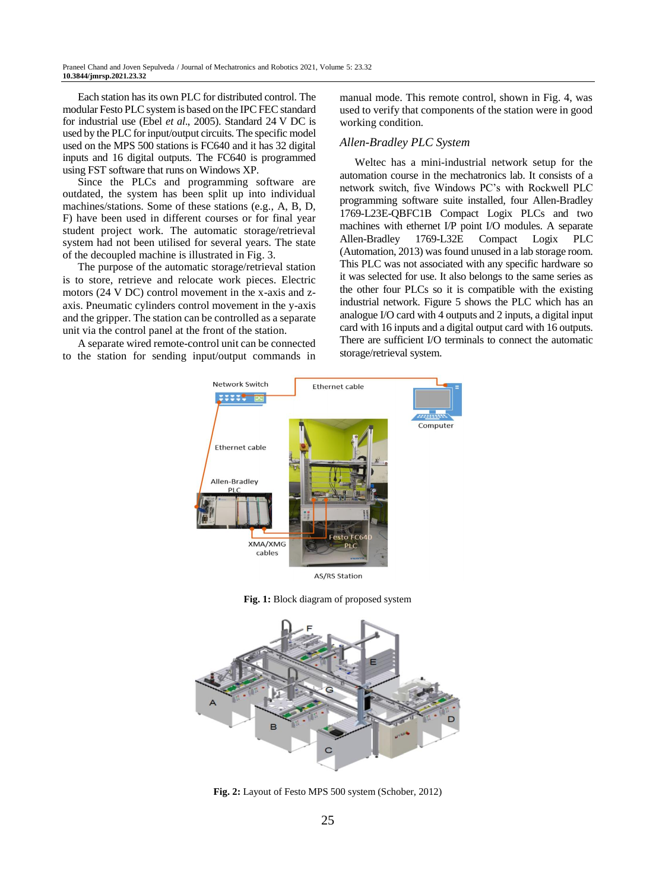Each station has its own PLC for distributed control. The modular Festo PLC system is based on the IPC FEC standard for industrial use (Ebel *et al*., 2005). Standard 24 V DC is used by the PLC for input/output circuits. The specific model used on the MPS 500 stations is FC640 and it has 32 digital inputs and 16 digital outputs. The FC640 is programmed using FST software that runs on Windows XP.

Since the PLCs and programming software are outdated, the system has been split up into individual machines/stations. Some of these stations (e.g., A, B, D, F) have been used in different courses or for final year student project work. The automatic storage/retrieval system had not been utilised for several years. The state of the decoupled machine is illustrated in Fig. 3.

The purpose of the automatic storage/retrieval station is to store, retrieve and relocate work pieces. Electric motors (24 V DC) control movement in the x-axis and z-axis. Pneumatic cylinders control movement in the y-axis and the gripper. The station can be controlled as a separate unit via the control panel at the front of the station.

A separate wired remote-control unit can be connected to the station for sending input/output commands in manual mode. This remote control, shown in Fig. 4, was used to verify that components of the station were in good working condition.

### *Allen-Bradley PLC System*

Weltec has a mini-industrial network setup for the automation course in the mechatronics lab. It consists of a network switch, five Windows PC's with Rockwell PLC programming software suite installed, four Allen-Bradley 1769-L23E-QBFC1B Compact Logix PLCs and two machines with ethernet I/P point I/O modules. A separate Allen-Bradley 1769-L32E Compact Logix PLC (Automation, 2013) was found unused in a lab storage room. This PLC was not associated with any specific hardware so it was selected for use. It also belongs to the same series as the other four PLCs so it is compatible with the existing industrial network. Figure 5 shows the PLC which has an analogue I/O card with 4 outputs and 2 inputs, a digital input card with 16 inputs and a digital output card with 16 outputs. There are sufficient I/O terminals to connect the automatic storage/retrieval system.

**Fig. 1:** Block diagram of proposed system

**Fig. 2:** Layout of Festo MPS 500 system (Schober, 2012)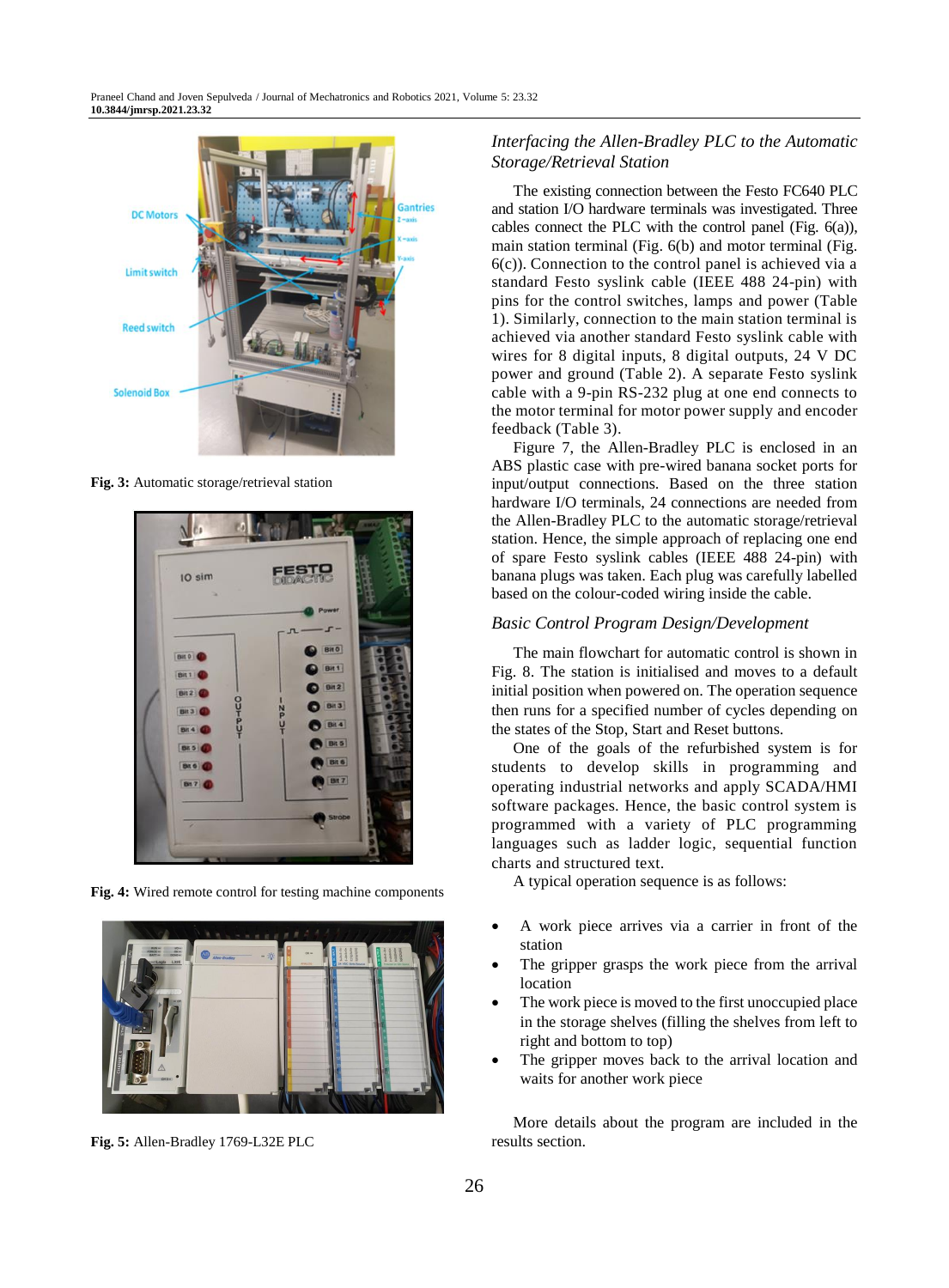Fig. 3: Automatic storage/retrieval station

Fig. 4: Wired remote control for testing machine components

Fig. 5: Allen-Bradley 1769-L32E PLC

### *Interfacing the Allen-Bradley PLC to the Automatic Storage/Retrieval Station*

The existing connection between the Festo FC640 PLC and station I/O hardware terminals was investigated. Three cables connect the PLC with the control panel (Fig. 6(a)), main station terminal (Fig. 6(b) and motor terminal (Fig. 6(c)). Connection to the control panel is achieved via a standard Festo syslink cable (IEEE 488 24-pin) with pins for the control switches, lamps and power (Table 1). Similarly, connection to the main station terminal is achieved via another standard Festo syslink cable with wires for 8 digital inputs, 8 digital outputs, 24 V DC power and ground (Table 2). A separate Festo syslink cable with a 9-pin RS-232 plug at one end connects to the motor terminal for motor power supply and encoder feedback (Table 3).

Figure 7, the Allen-Bradley PLC is enclosed in an ABS plastic case with pre-wired banana socket ports for input/output connections. Based on the three station hardware I/O terminals, 24 connections are needed from the Allen-Bradley PLC to the automatic storage/retrieval station. Hence, the simple approach of replacing one end of spare Festo syslink cables (IEEE 488 24-pin) with banana plugs was taken. Each plug was carefully labelled based on the colour-coded wiring inside the cable.

### *Basic Control Program Design/Development*

The main flowchart for automatic control is shown in Fig. 8. The station is initialised and moves to a default initial position when powered on. The operation sequence then runs for a specified number of cycles depending on the states of the Stop, Start and Reset buttons.

One of the goals of the refurbished system is for students to develop skills in programming and operating industrial networks and apply SCADA/HMI software packages. Hence, the basic control system is programmed with a variety of PLC programming languages such as ladder logic, sequential function charts and structured text.

A typical operation sequence is as follows:

- A work piece arrives via a carrier in front of the station
- The gripper grasps the work piece from the arrival location
- The work piece is moved to the first unoccupied place in the storage shelves (filling the shelves from left to right and bottom to top)
- The gripper moves back to the arrival location and waits for another work piece

More details about the program are included in the results section.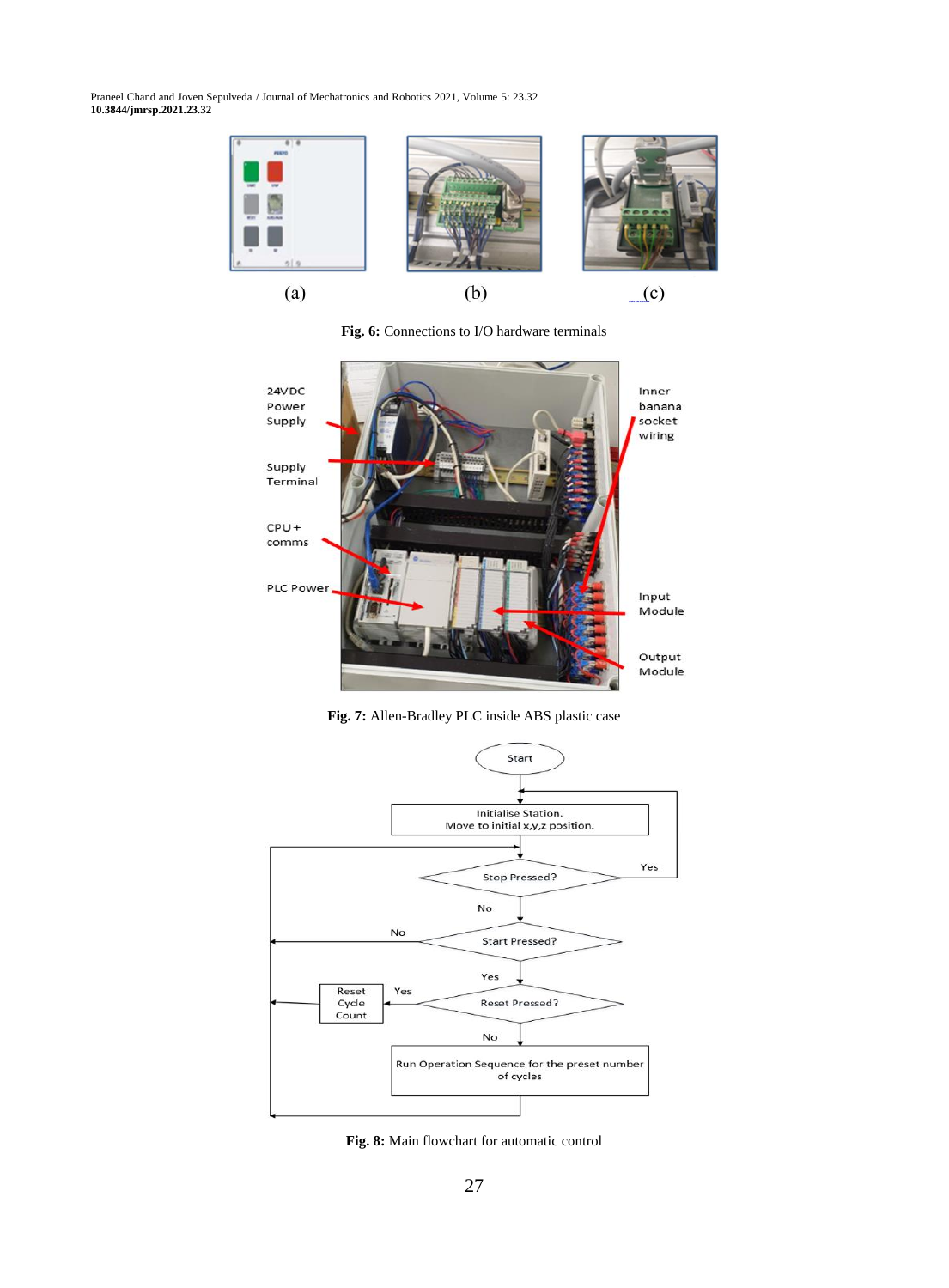(a) (b) (c)

**Fig. 6:** Connections to I/O hardware terminals

**Fig. 7:** Allen-Bradley PLC inside ABS plastic case

**Fig. 8:** Main flowchart for automatic control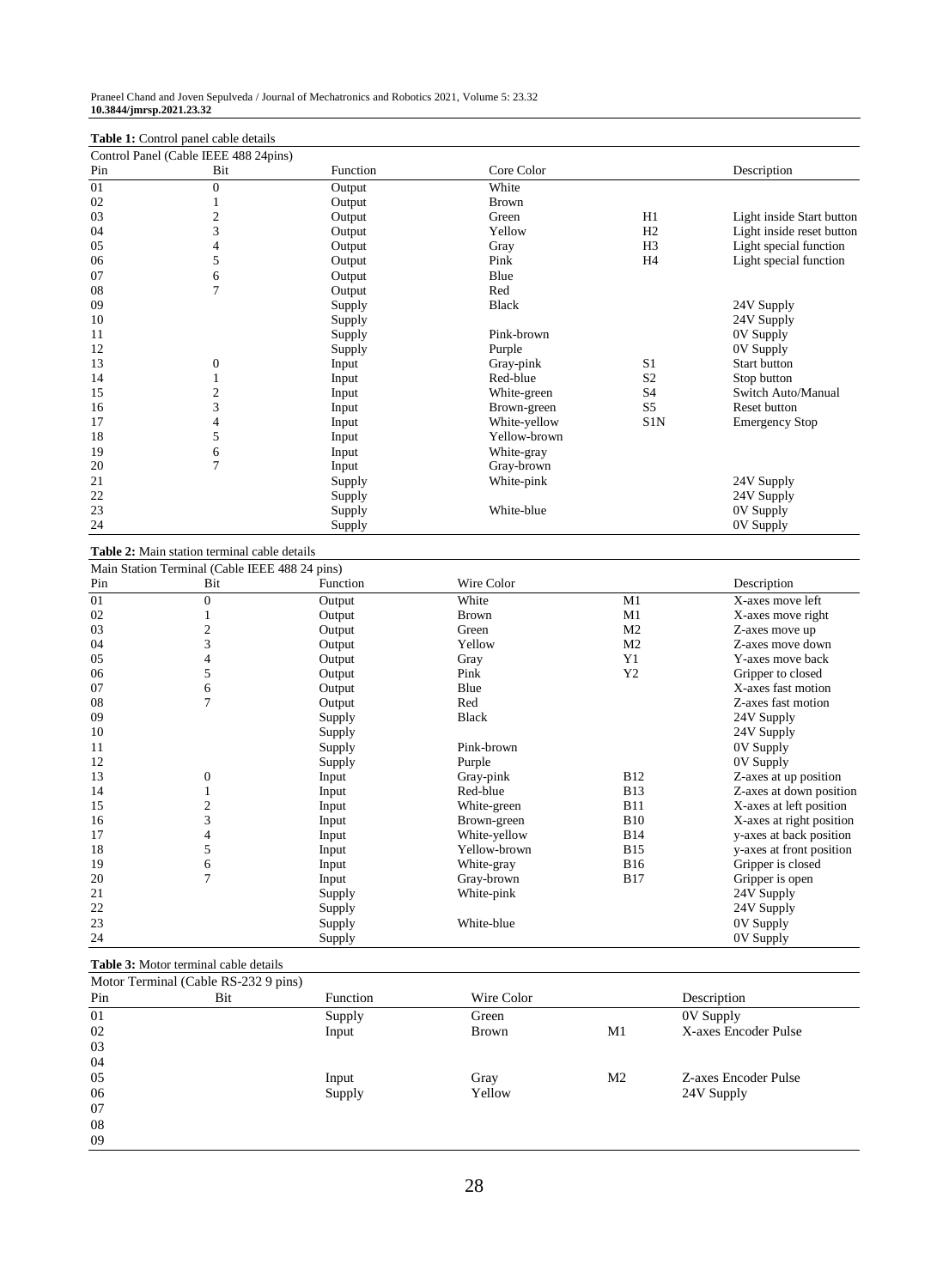**Table 1:** Control panel cable details

| Control Panel (Cable IEEE 488 24pins) | | | | | |
|---|---|---|---|---|---|
| Pin | Bit | Function | Core Color | | Description |
| 01 | 0 | Output | White | | |
| 02 | 1 | Output | Brown | | |
| 03 | 2 | Output | Green | H1 | Light inside Start button |
| 04 | 3 | Output | Yellow | H2 | Light inside reset button |
| 05 | 4 | Output | Gray | H3 | Light special function |
| 06 | 5 | Output | Pink | H4 | Light special function |
| 07 | 6 | Output | Blue | | |
| 08 | 7 | Output | Red | | |
| 09 | | Supply | Black | | 24V Supply |
| 10 | | Supply | | | 24V Supply |
| 11 | | Supply | Pink-brown | | 0V Supply |
| 12 | | Supply | Purple | | 0V Supply |
| 13 | 0 | Input | Gray-pink | S1 | Start button |
| 14 | 1 | Input | Red-blue | S2 | Stop button |
| 15 | 2 | Input | White-green | S4 | Switch Auto/Manual |
| 16 | 3 | Input | Brown-green | S5 | Reset button |
| 17 | 4 | Input | White-yellow | S1N | Emergency Stop |
| 18 | 5 | Input | Yellow-brown | | |
| 19 | 6 | Input | White-gray | | |
| 20 | 7 | Input | Gray-brown | | |
| 21 | | Supply | White-pink | | 24V Supply |
| 22 | | Supply | | | 24V Supply |
| 23 | | Supply | White-blue | | 0V Supply |
| 24 | | Supply | | | 0V Supply |

**Table 2:** Main station terminal cable details

| Main Station Terminal (Cable IEEE 488 24 pins) | | | | | |
|---|---|---|---|---|---|
| Pin | Bit | Function | Wire Color | | Description |
| 01 | 0 | Output | White | M1 | X-axes move left |
| 02 | 1 | Output | Brown | M1 | X-axes move right |
| 03 | 2 | Output | Green | M2 | Z-axes move up |
| 04 | 3 | Output | Yellow | M2 | Z-axes move down |
| 05 | 4 | Output | Gray | Y1 | Y-axes move back |
| 06 | 5 | Output | Pink | Y2 | Gripper to closed |
| 07 | 6 | Output | Blue | | X-axes fast motion |
| 08 | 7 | Output | Red | | Z-axes fast motion |
| 09 | | Supply | Black | | 24V Supply |
| 10 | | Supply | | | 24V Supply |
| 11 | | Supply | Pink-brown | | 0V Supply |
| 12 | | Supply | Purple | | 0V Supply |
| 13 | 0 | Input | Gray-pink | B12 | Z-axes at up position |
| 14 | 1 | Input | Red-blue | B13 | Z-axes at down position |
| 15 | 2 | Input | White-green | B11 | X-axes at left position |
| 16 | 3 | Input | Brown-green | B10 | X-axes at right position |
| 17 | 4 | Input | White-yellow | B14 | y-axes at back position |
| 18 | 5 | Input | Yellow-brown | B15 | y-axes at front position |
| 19 | 6 | Input | White-gray | B16 | Gripper is closed |
| 20 | 7 | Input | Gray-brown | B17 | Gripper is open |
| 21 | | Supply | White-pink | | 24V Supply |
| 22 | | Supply | | | 24V Supply |
| 23 | | Supply | White-blue | | 0V Supply |
| 24 | | Supply | | | 0V Supply |

**Table 3:** Motor terminal cable details

| Motor Terminal (Cable RS-232 9 pins) | | | | | |
|---|---|---|---|---|---|
| Pin | Bit | Function | Wire Color | | Description |
| 01 | | Supply | Green | | 0V Supply |
| 02 | | Input | Brown | M1 | X-axes Encoder Pulse |
| 03 | | | | | |
| 04 | | | | | |
| 05 | | Input | Gray | M2 | Z-axes Encoder Pulse |
| 06 | | Supply | Yellow | | 24V Supply |
| 07 | | | | | |
| 08 | | | | | |
| 09 | | | | | |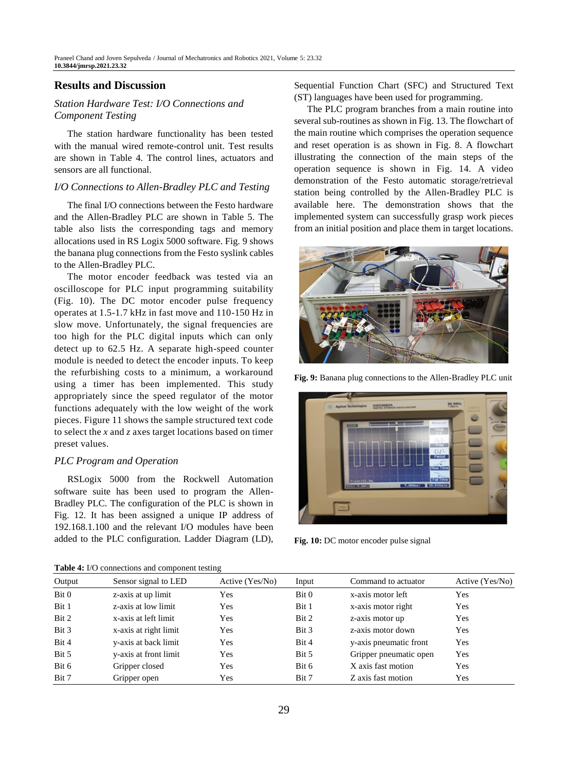## Results and Discussion

### *Station Hardware Test: I/O Connections and Component Testing*

The station hardware functionality has been tested with the manual wired remote-control unit. Test results are shown in Table 4. The control lines, actuators and sensors are all functional.

### *I/O Connections to Allen-Bradley PLC and Testing*

The final I/O connections between the Festo hardware and the Allen-Bradley PLC are shown in Table 5. The table also lists the corresponding tags and memory allocations used in RS Logix 5000 software. Fig. 9 shows the banana plug connections from the Festo syslink cables to the Allen-Bradley PLC.

The motor encoder feedback was tested via an oscilloscope for PLC input programming suitability (Fig. 10). The DC motor encoder pulse frequency operates at 1.5-1.7 kHz in fast move and 110-150 Hz in slow move. Unfortunately, the signal frequencies are too high for the PLC digital inputs which can only detect up to 62.5 Hz. A separate high-speed counter module is needed to detect the encoder inputs. To keep the refurbishing costs to a minimum, a workaround using a timer has been implemented. This study appropriately since the speed regulator of the motor functions adequately with the low weight of the work pieces. Figure 11 shows the sample structured text code to select the *x* and *z* axes target locations based on timer preset values.

### *PLC Program and Operation*

RSLogix 5000 from the Rockwell Automation software suite has been used to program the Allen-Bradley PLC. The configuration of the PLC is shown in Fig. 12. It has been assigned a unique IP address of 192.168.1.100 and the relevant I/O modules have been added to the PLC configuration. Ladder Diagram (LD), Sequential Function Chart (SFC) and Structured Text (ST) languages have been used for programming.

The PLC program branches from a main routine into several sub-routines as shown in Fig. 13. The flowchart of the main routine which comprises the operation sequence and reset operation is as shown in Fig. 8. A flowchart illustrating the connection of the main steps of the operation sequence is shown in Fig. 14. A video demonstration of the Festo automatic storage/retrieval station being controlled by the Allen-Bradley PLC is available here. The demonstration shows that the implemented system can successfully grasp work pieces from an initial position and place them in target locations.

**Fig. 9:** Banana plug connections to the Allen-Bradley PLC unit

**Fig. 10:** DC motor encoder pulse signal

**Table 4:** I/O connections and component testing

| Output | Sensor signal to LED | Active (Yes/No) | Input | Command to actuator | Active (Yes/No) |
|---|---|---|---|---|---|
| Bit 0 | z-axis at up limit | Yes | Bit 0 | x-axis motor left | Yes |
| Bit 1 | z-axis at low limit | Yes | Bit 1 | x-axis motor right | Yes |
| Bit 2 | x-axis at left limit | Yes | Bit 2 | z-axis motor up | Yes |
| Bit 3 | x-axis at right limit | Yes | Bit 3 | z-axis motor down | Yes |
| Bit 4 | y-axis at back limit | Yes | Bit 4 | y-axis pneumatic front | Yes |
| Bit 5 | y-axis at front limit | Yes | Bit 5 | Gripper pneumatic open | Yes |
| Bit 6 | Gripper closed | Yes | Bit 6 | X axis fast motion | Yes |
| Bit 7 | Gripper open | Yes | Bit 7 | Z axis fast motion | Yes |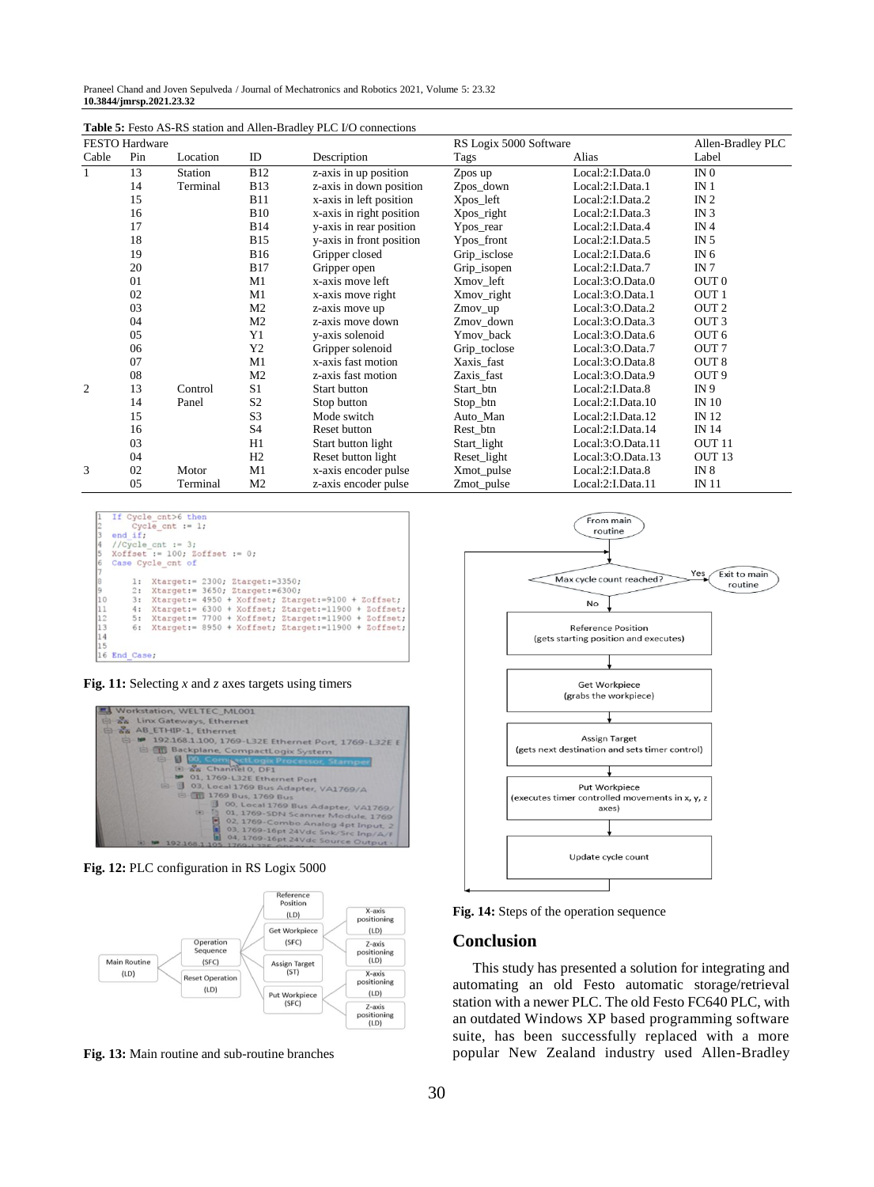**Table 5:** Festo AS-RS station and Allen-Bradley PLC I/O connections

| FESTO Hardware | | | | | RS Logix 5000 Software | | Allen-Bradley PLC |
|---|---|---|---|---|---|---|---|
| Cable | Pin | Location | ID | Description | Tags | Alias | Label |
| 1 | 13 | Station | B12 | z-axis in up position | Zpos up | Local:2:I.Data.0 | IN 0 |
| | 14 | Terminal | B13 | z-axis in down position | Zpos_down | Local:2:I.Data.1 | IN 1 |
| | 15 | | B11 | x-axis in left position | Xpos_left | Local:2:I.Data.2 | IN 2 |
| | 16 | | B10 | x-axis in right position | Xpos_right | Local:2:I.Data.3 | IN 3 |
| | 17 | | B14 | y-axis in rear position | Ypos_rear | Local:2:I.Data.4 | IN 4 |
| | 18 | | B15 | y-axis in front position | Ypos_front | Local:2:I.Data.5 | IN 5 |
| | 19 | | B16 | Gripper closed | Grip_isclose | Local:2:I.Data.6 | IN 6 |
| | 20 | | B17 | Gripper open | Grip_isopen | Local:2:I.Data.7 | IN 7 |
| | 01 | | M1 | x-axis move left | Xmov_left | Local:3:O.Data.0 | OUT 0 |
| | 02 | | M1 | x-axis move right | Xmov_right | Local:3:O.Data.1 | OUT 1 |
| | 03 | | M2 | z-axis move up | Zmov_up | Local:3:O.Data.2 | OUT 2 |
| | 04 | | M2 | z-axis move down | Zmov_down | Local:3:O.Data.3 | OUT 3 |
| | 05 | | Y1 | y-axis solenoid | Ymov_back | Local:3:O.Data.6 | OUT 6 |
| | 06 | | Y2 | Gripper solenoid | Grip_toclose | Local:3:O.Data.7 | OUT 7 |
| | 07 | | M1 | x-axis fast motion | Xaxis_fast | Local:3:O.Data.8 | OUT 8 |
| | 08 | | M2 | z-axis fast motion | Zaxis_fast | Local:3:O.Data.9 | OUT 9 |
| 2 | 13 | Control | S1 | Start button | Start_btn | Local:2:I.Data.8 | IN 9 |
| | 14 | Panel | S2 | Stop button | Stop_btn | Local:2:I.Data.10 | IN 10 |
| | 15 | | S3 | Mode switch | Auto_Man | Local:2:I.Data.12 | IN 12 |
| | 16 | | S4 | Reset button | Rest_btn | Local:2:I.Data.14 | IN 14 |
| | 03 | | H1 | Start button light | Start_light | Local:3:O.Data.11 | OUT 11 |
| | 04 | | H2 | Reset button light | Reset_light | Local:3:O.Data.13 | OUT 13 |
| 3 | 02 | Motor | M1 | x-axis encoder pulse | Xmot_pulse | Local:2:I.Data.8 | IN 8 |
| | 05 | Terminal | M2 | z-axis encoder pulse | Zmot_pulse | Local:2:I.Data.11 | IN 11 |

```
1  If Cycle_cnt>6 then
2      Cycle_cnt := 1;
3  end_if;
4  //Cycle_cnt := 3;
5  Xoffset := 100; Zoffset := 0;
6  Case Cycle_cnt of
7
8      1:  Xtarget:= 2300; Ztarget:=3350;
9      2:  Xtarget:= 3650; Ztarget:=6300;
10     3:  Xtarget:= 4950 + Xoffset; Ztarget:=9100 + Zoffset;
11     4:  Xtarget:= 6300 + Xoffset; Ztarget:=11900 + Zoffset;
12     5:  Xtarget:= 7700 + Xoffset; Ztarget:=11900 + Zoffset;
13     6:  Xtarget:= 8950 + Xoffset; Ztarget:=11900 + Zoffset;
14
15
16 End_Case;
```

**Fig. 11:** Selecting *x* and *z* axes targets using timers

**Fig. 12:** PLC configuration in RS Logix 5000

**Fig. 13:** Main routine and sub-routine branches

**Fig. 14:** Steps of the operation sequence

## Conclusion

This study has presented a solution for integrating and automating an old Festo automatic storage/retrieval station with a newer PLC. The old Festo FC640 PLC, with an outdated Windows XP based programming software suite, has been successfully replaced with a more popular New Zealand industry used Allen-Bradley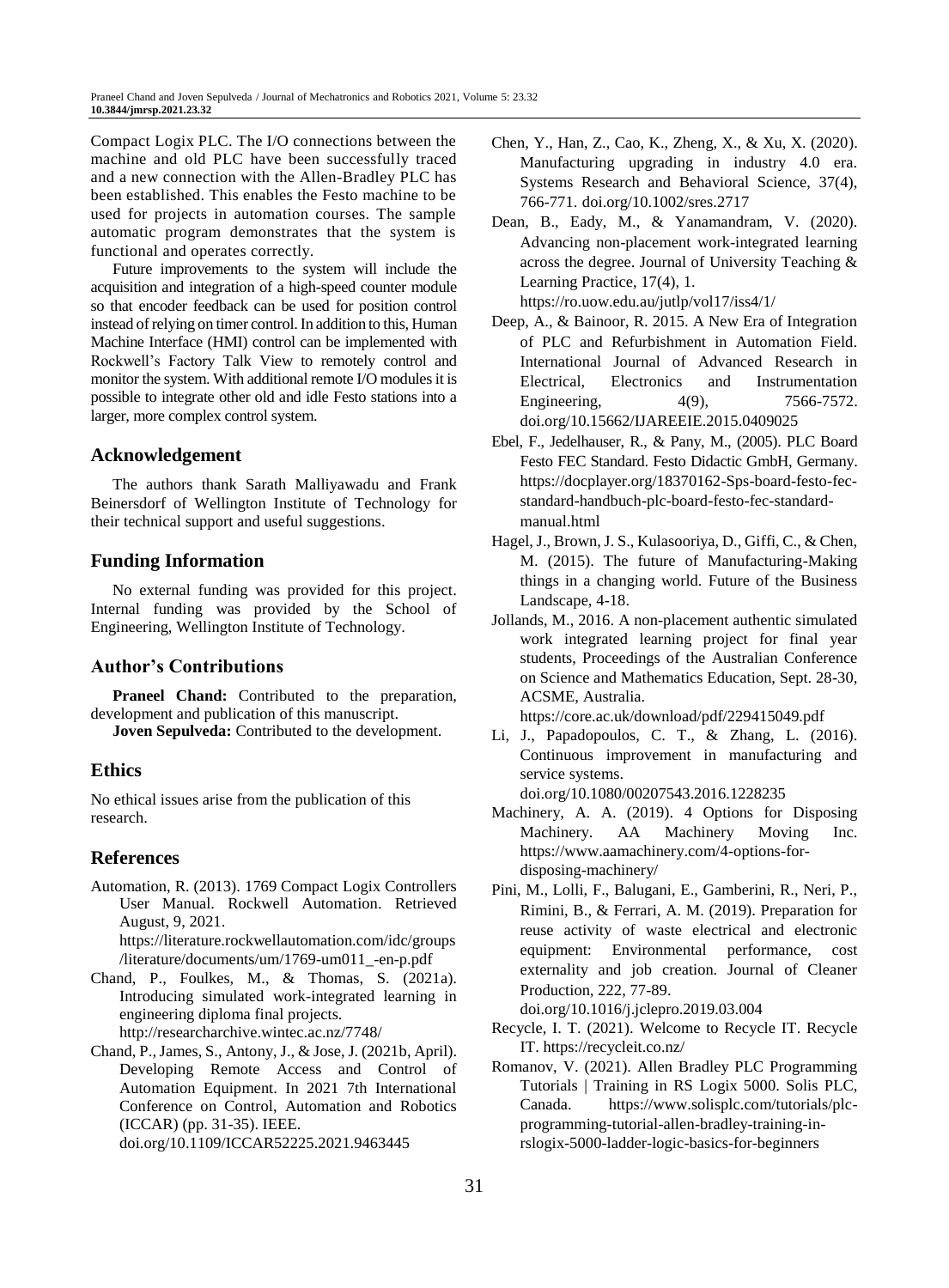Compact Logix PLC. The I/O connections between the machine and old PLC have been successfully traced and a new connection with the Allen-Bradley PLC has been established. This enables the Festo machine to be used for projects in automation courses. The sample automatic program demonstrates that the system is functional and operates correctly.

Future improvements to the system will include the acquisition and integration of a high-speed counter module so that encoder feedback can be used for position control instead of relying on timer control. In addition to this, Human Machine Interface (HMI) control can be implemented with Rockwell's Factory Talk View to remotely control and monitor the system. With additional remote I/O modules it is possible to integrate other old and idle Festo stations into a larger, more complex control system.

## Acknowledgement

The authors thank Sarath Malliyawadu and Frank Beinersdorf of Wellington Institute of Technology for their technical support and useful suggestions.

## Funding Information

No external funding was provided for this project. Internal funding was provided by the School of Engineering, Wellington Institute of Technology.

## Author's Contributions

**Praneel Chand:** Contributed to the preparation, development and publication of this manuscript.

**Joven Sepulveda:** Contributed to the development.

## Ethics

No ethical issues arise from the publication of this research.

## References

Automation, R. (2013). 1769 Compact Logix Controllers User Manual. Rockwell Automation. Retrieved August, 9, 2021. https://literature.rockwellautomation.com/idc/groups/literature/documents/um/1769-um011_-en-p.pdf

Chand, P., Foulkes, M., & Thomas, S. (2021a). Introducing simulated work-integrated learning in engineering diploma final projects. http://researcharchive.wintec.ac.nz/7748/

Chand, P., James, S., Antony, J., & Jose, J. (2021b, April). Developing Remote Access and Control of Automation Equipment. In 2021 7th International Conference on Control, Automation and Robotics (ICCAR) (pp. 31-35). IEEE. doi.org/10.1109/ICCAR52225.2021.9463445

Chen, Y., Han, Z., Cao, K., Zheng, X., & Xu, X. (2020). Manufacturing upgrading in industry 4.0 era. Systems Research and Behavioral Science, 37(4), 766-771. doi.org/10.1002/sres.2717

Dean, B., Eady, M., & Yanamandram, V. (2020). Advancing non-placement work-integrated learning across the degree. Journal of University Teaching & Learning Practice, 17(4), 1. https://ro.uow.edu.au/jutlp/vol17/iss4/1/

Deep, A., & Bainoor, R. 2015. A New Era of Integration of PLC and Refurbishment in Automation Field. International Journal of Advanced Research in Electrical, Electronics and Instrumentation Engineering, 4(9), 7566-7572. doi.org/10.15662/IJAREEIE.2015.0409025

Ebel, F., Jedelhauser, R., & Pany, M., (2005). PLC Board Festo FEC Standard. Festo Didactic GmbH, Germany. https://docplayer.org/18370162-Sps-board-festo-fec-standard-handbuch-plc-board-festo-fec-standard-manual.html

Hagel, J., Brown, J. S., Kulasooriya, D., Giffi, C., & Chen, M. (2015). The future of Manufacturing-Making things in a changing world. Future of the Business Landscape, 4-18.

Jollands, M., 2016. A non-placement authentic simulated work integrated learning project for final year students, Proceedings of the Australian Conference on Science and Mathematics Education, Sept. 28-30, ACSME, Australia. https://core.ac.uk/download/pdf/229415049.pdf

Li, J., Papadopoulos, C. T., & Zhang, L. (2016). Continuous improvement in manufacturing and service systems. doi.org/10.1080/00207543.2016.1228235

Machinery, A. A. (2019). 4 Options for Disposing Machinery. AA Machinery Moving Inc. https://www.aamachinery.com/4-options-for-disposing-machinery/

Pini, M., Lolli, F., Balugani, E., Gamberini, R., Neri, P., Rimini, B., & Ferrari, A. M. (2019). Preparation for reuse activity of waste electrical and electronic equipment: Environmental performance, cost externality and job creation. Journal of Cleaner Production, 222, 77-89. doi.org/10.1016/j.jclepro.2019.03.004

Recycle, I. T. (2021). Welcome to Recycle IT. Recycle IT. https://recycleit.co.nz/

Romanov, V. (2021). Allen Bradley PLC Programming Tutorials | Training in RS Logix 5000. Solis PLC, Canada. https://www.solisplc.com/tutorials/plc-programming-tutorial-allen-bradley-training-in-rslogix-5000-ladder-logic-basics-for-beginners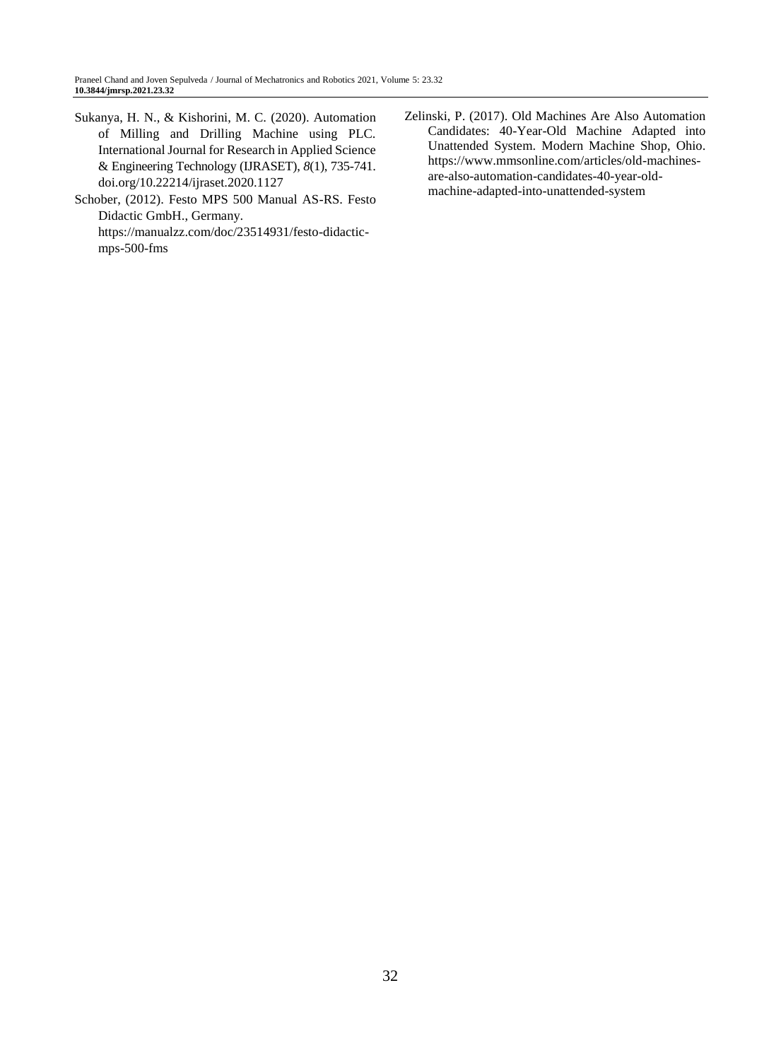Sukanya, H. N., & Kishorini, M. C. (2020). Automation of Milling and Drilling Machine using PLC. International Journal for Research in Applied Science & Engineering Technology (IJRASET), *8*(1), 735-741. doi.org/10.22214/ijraset.2020.1127

Schober, (2012). Festo MPS 500 Manual AS-RS. Festo Didactic GmbH., Germany. https://manualzz.com/doc/23514931/festo-didactic-mps-500-fms

Zelinski, P. (2017). Old Machines Are Also Automation Candidates: 40-Year-Old Machine Adapted into Unattended System. Modern Machine Shop, Ohio. https://www.mmsonline.com/articles/old-machines-are-also-automation-candidates-40-year-old-machine-adapted-into-unattended-system